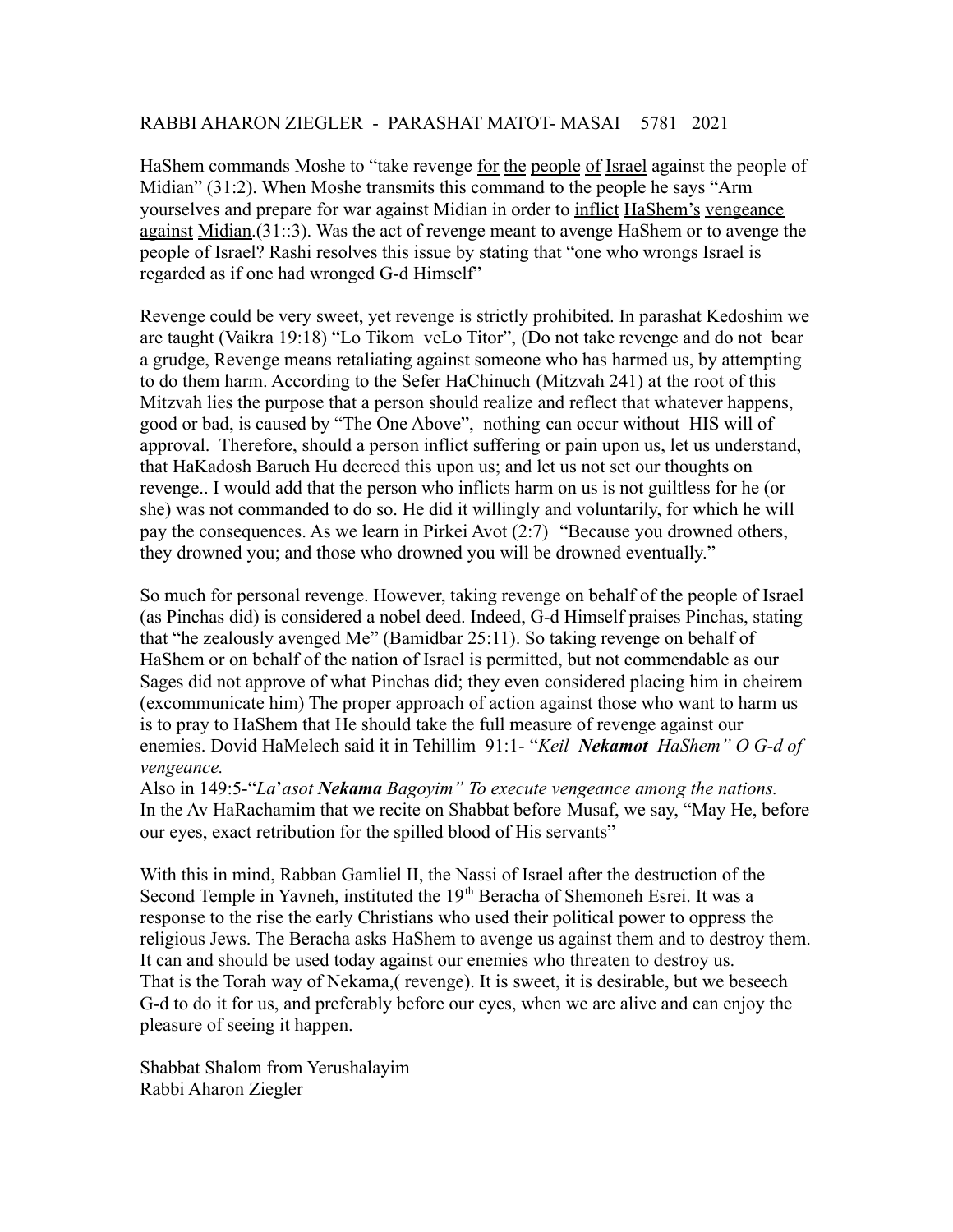RABBI AHARON ZIEGLER - PARASHAT MATOT- MASAI 5781 2021

HaShem commands Moshe to "take revenge <u>for the people of Israel</u> against the people of Midian" (31:2). When Moshe transmits this command to the people he says "Arm yourselves and prepare for war against Midian in order to <u>inflict HaShem's vengeance against Midian</u>.(31::3). Was the act of revenge meant to avenge HaShem or to avenge the people of Israel? Rashi resolves this issue by stating that "one who wrongs Israel is regarded as if one had wronged G-d Himself"

Revenge could be very sweet, yet revenge is strictly prohibited. In parashat Kedoshim we are taught (Vaikra 19:18) "Lo Tikom veLo Titor", (Do not take revenge and do not bear a grudge, Revenge means retaliating against someone who has harmed us, by attempting to do them harm. According to the Sefer HaChinuch (Mitzvah 241) at the root of this Mitzvah lies the purpose that a person should realize and reflect that whatever happens, good or bad, is caused by "The One Above", nothing can occur without HIS will of approval. Therefore, should a person inflict suffering or pain upon us, let us understand, that HaKadosh Baruch Hu decreed this upon us; and let us not set our thoughts on revenge.. I would add that the person who inflicts harm on us is not guiltless for he (or she) was not commanded to do so. He did it willingly and voluntarily, for which he will pay the consequences. As we learn in Pirkei Avot (2:7) "Because you drowned others, they drowned you; and those who drowned you will be drowned eventually."

So much for personal revenge. However, taking revenge on behalf of the people of Israel (as Pinchas did) is considered a nobel deed. Indeed, G-d Himself praises Pinchas, stating that "he zealously avenged Me" (Bamidbar 25:11). So taking revenge on behalf of HaShem or on behalf of the nation of Israel is permitted, but not commendable as our Sages did not approve of what Pinchas did; they even considered placing him in cheirem (excommunicate him) The proper approach of action against those who want to harm us is to pray to HaShem that He should take the full measure of revenge against our enemies. Dovid HaMelech said it in Tehillim 91:1- "*Keil* ***Nekamot*** *HaShem" O G-d of vengeance.*
Also in 149:5-"*La'asot* ***Nekama*** *Bagoyim" To execute vengeance among the nations.*
In the Av HaRachamim that we recite on Shabbat before Musaf, we say, "May He, before our eyes, exact retribution for the spilled blood of His servants"

With this in mind, Rabban Gamliel II, the Nassi of Israel after the destruction of the Second Temple in Yavneh, instituted the 19th Beracha of Shemoneh Esrei. It was a response to the rise the early Christians who used their political power to oppress the religious Jews. The Beracha asks HaShem to avenge us against them and to destroy them. It can and should be used today against our enemies who threaten to destroy us.
That is the Torah way of Nekama,( revenge). It is sweet, it is desirable, but we beseech G-d to do it for us, and preferably before our eyes, when we are alive and can enjoy the pleasure of seeing it happen.

Shabbat Shalom from Yerushalayim
Rabbi Aharon Ziegler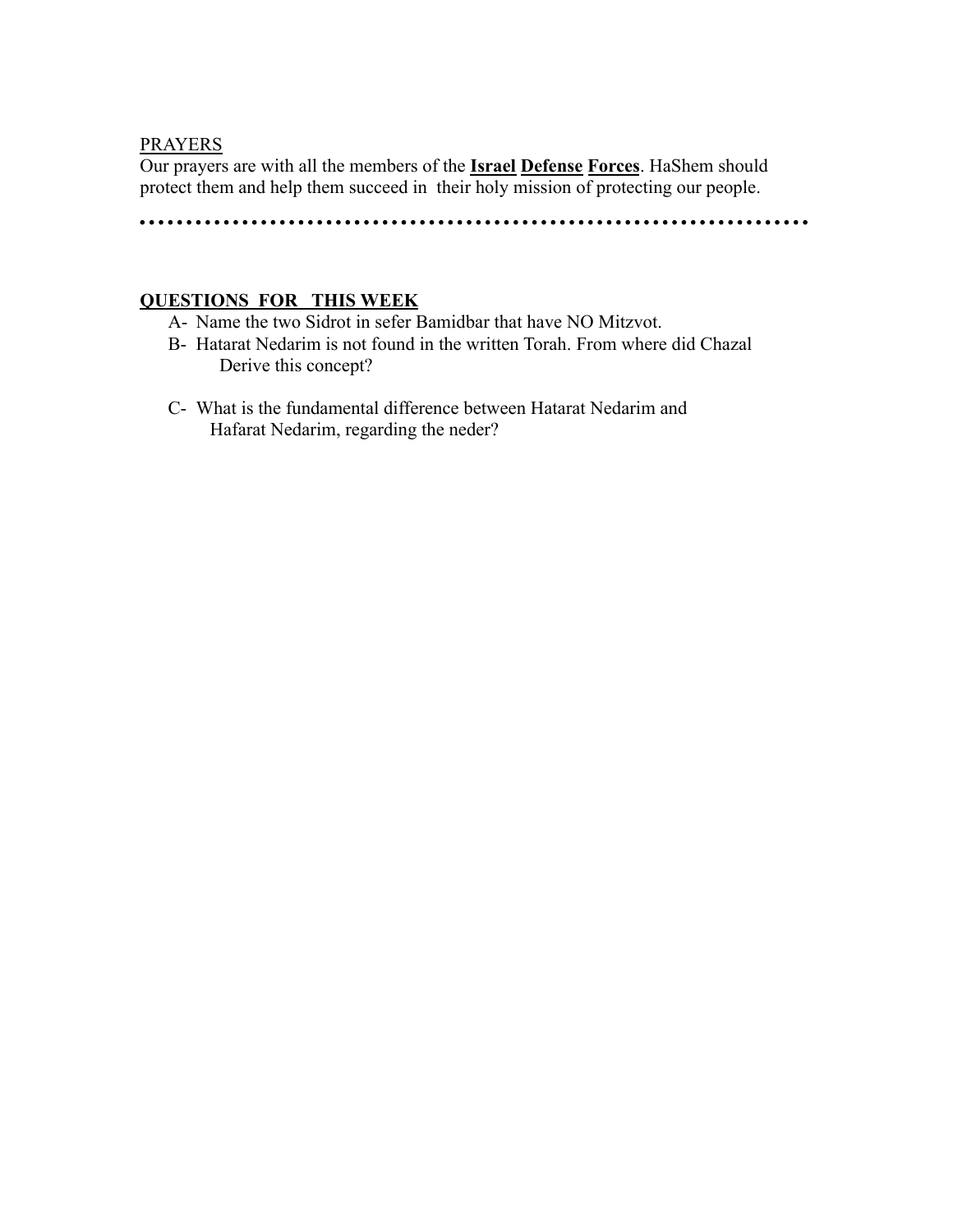PRAYERS

Our prayers are with all the members of the **Israel** **Defense** **Forces**. HaShem should protect them and help them succeed in their holy mission of protecting our people.

..................................................................

**QUESTIONS FOR THIS WEEK**

A- Name the two Sidrot in sefer Bamidbar that have NO Mitzvot.

B- Hatarat Nedarim is not found in the written Torah. From where did Chazal Derive this concept?

C- What is the fundamental difference between Hatarat Nedarim and Hafarat Nedarim, regarding the neder?